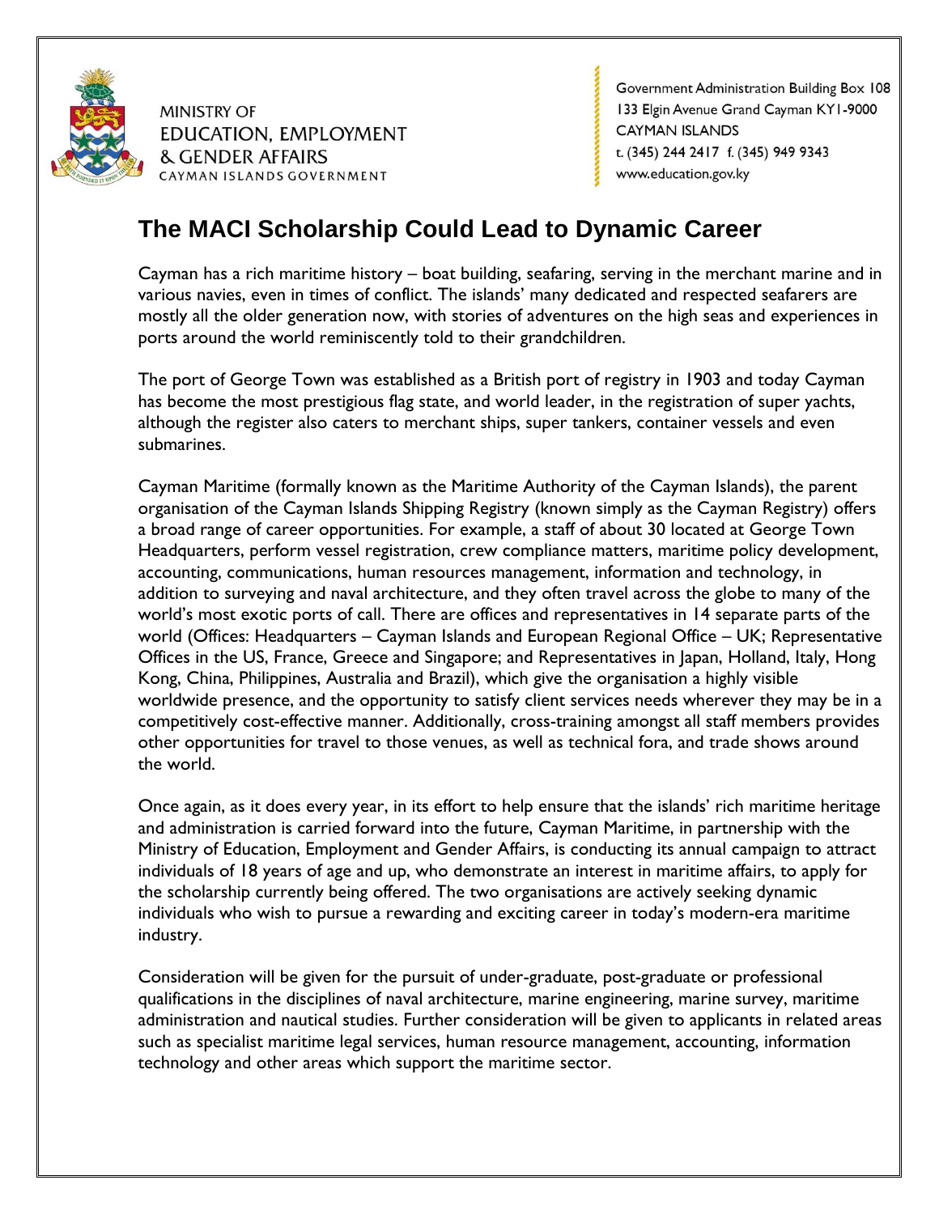MINISTRY OF
EDUCATION, EMPLOYMENT
& GENDER AFFAIRS
CAYMAN ISLANDS GOVERNMENT

Government Administration Building Box 108
133 Elgin Avenue Grand Cayman KY1-9000
CAYMAN ISLANDS
t. (345) 244 2417 f. (345) 949 9343
www.education.gov.ky

# The MACI Scholarship Could Lead to Dynamic Career

Cayman has a rich maritime history – boat building, seafaring, serving in the merchant marine and in various navies, even in times of conflict. The islands' many dedicated and respected seafarers are mostly all the older generation now, with stories of adventures on the high seas and experiences in ports around the world reminiscently told to their grandchildren.

The port of George Town was established as a British port of registry in 1903 and today Cayman has become the most prestigious flag state, and world leader, in the registration of super yachts, although the register also caters to merchant ships, super tankers, container vessels and even submarines.

Cayman Maritime (formally known as the Maritime Authority of the Cayman Islands), the parent organisation of the Cayman Islands Shipping Registry (known simply as the Cayman Registry) offers a broad range of career opportunities. For example, a staff of about 30 located at George Town Headquarters, perform vessel registration, crew compliance matters, maritime policy development, accounting, communications, human resources management, information and technology, in addition to surveying and naval architecture, and they often travel across the globe to many of the world's most exotic ports of call. There are offices and representatives in 14 separate parts of the world (Offices: Headquarters – Cayman Islands and European Regional Office – UK; Representative Offices in the US, France, Greece and Singapore; and Representatives in Japan, Holland, Italy, Hong Kong, China, Philippines, Australia and Brazil), which give the organisation a highly visible worldwide presence, and the opportunity to satisfy client services needs wherever they may be in a competitively cost-effective manner. Additionally, cross-training amongst all staff members provides other opportunities for travel to those venues, as well as technical fora, and trade shows around the world.

Once again, as it does every year, in its effort to help ensure that the islands' rich maritime heritage and administration is carried forward into the future, Cayman Maritime, in partnership with the Ministry of Education, Employment and Gender Affairs, is conducting its annual campaign to attract individuals of 18 years of age and up, who demonstrate an interest in maritime affairs, to apply for the scholarship currently being offered. The two organisations are actively seeking dynamic individuals who wish to pursue a rewarding and exciting career in today's modern-era maritime industry.

Consideration will be given for the pursuit of under-graduate, post-graduate or professional qualifications in the disciplines of naval architecture, marine engineering, marine survey, maritime administration and nautical studies. Further consideration will be given to applicants in related areas such as specialist maritime legal services, human resource management, accounting, information technology and other areas which support the maritime sector.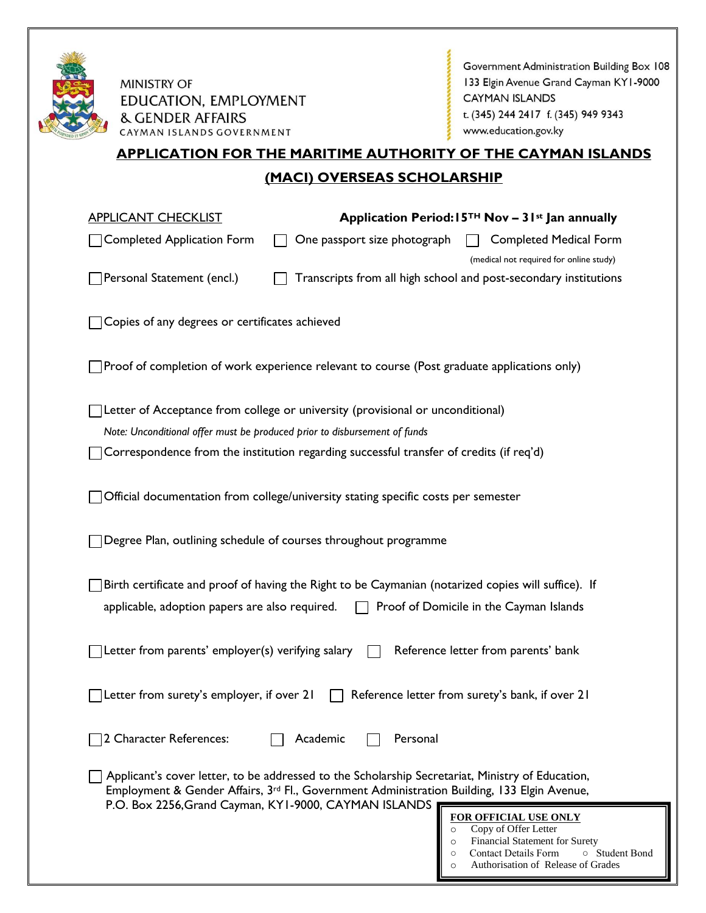MINISTRY OF
EDUCATION, EMPLOYMENT
& GENDER AFFAIRS
CAYMAN ISLANDS GOVERNMENT

Government Administration Building Box 108
133 Elgin Avenue Grand Cayman KY1-9000
CAYMAN ISLANDS
t. (345) 244 2417 f. (345) 949 9343
www.education.gov.ky

# APPLICATION FOR THE MARITIME AUTHORITY OF THE CAYMAN ISLANDS (MACI) OVERSEAS SCHOLARSHIP

APPLICANT CHECKLIST **Application Period: 15TH Nov – 31st Jan annually**

- ☐ Completed Application Form ☐ One passport size photograph ☐ Completed Medical Form (medical not required for online study)
- ☐ Personal Statement (encl.) ☐ Transcripts from all high school and post-secondary institutions
- ☐ Copies of any degrees or certificates achieved
- ☐ Proof of completion of work experience relevant to course (Post graduate applications only)
- ☐ Letter of Acceptance from college or university (provisional or unconditional)
  *Note: Unconditional offer must be produced prior to disbursement of funds*
- ☐ Correspondence from the institution regarding successful transfer of credits (if req'd)
- ☐ Official documentation from college/university stating specific costs per semester
- ☐ Degree Plan, outlining schedule of courses throughout programme
- ☐ Birth certificate and proof of having the Right to be Caymanian (notarized copies will suffice). If applicable, adoption papers are also required. ☐ Proof of Domicile in the Cayman Islands
- ☐ Letter from parents' employer(s) verifying salary ☐ Reference letter from parents' bank
- ☐ Letter from surety's employer, if over 21 ☐ Reference letter from surety's bank, if over 21
- ☐ 2 Character References: ☐ Academic ☐ Personal
- ☐ Applicant's cover letter, to be addressed to the Scholarship Secretariat, Ministry of Education, Employment & Gender Affairs, 3rd Fl., Government Administration Building, 133 Elgin Avenue, P.O. Box 2256, Grand Cayman, KY1-9000, CAYMAN ISLANDS

**FOR OFFICIAL USE ONLY**

- Copy of Offer Letter
- Financial Statement for Surety
- Contact Details Form
- Student Bond
- Authorisation of Release of Grades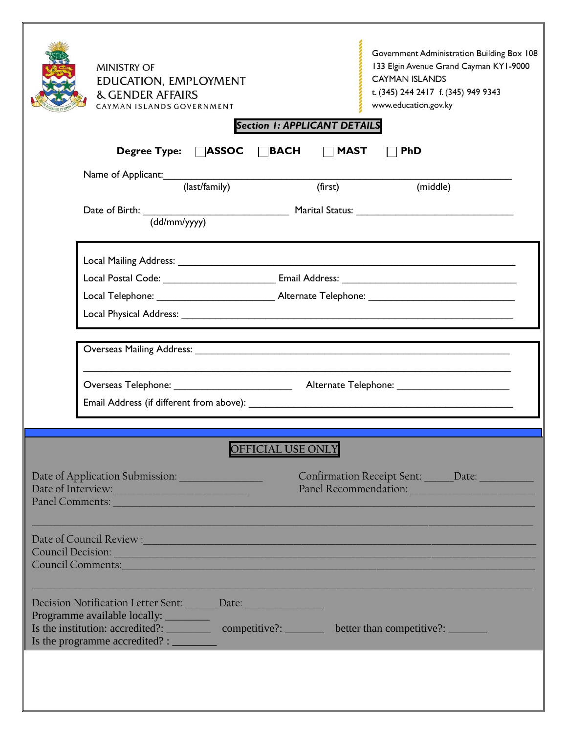MINISTRY OF
EDUCATION, EMPLOYMENT
& GENDER AFFAIRS
CAYMAN ISLANDS GOVERNMENT

Government Administration Building Box 108
133 Elgin Avenue Grand Cayman KY1-9000
CAYMAN ISLANDS
t. (345) 244 2417 f. (345) 949 9343
www.education.gov.ky

## *Section 1: APPLICANT DETAILS*

**Degree Type:** ☐ **ASSOC** ☐ **BACH** ☐ **MAST** ☐ **PhD**

Name of Applicant: ______________________________________________
(last/family) (first) (middle)

Date of Birth: ______________________ Marital Status: ______________________
(dd/mm/yyyy)

Local Mailing Address: ______________________________________________

Local Postal Code: __________________ Email Address: ______________________

Local Telephone: __________________ Alternate Telephone: ______________________

Local Physical Address: ______________________________________________

Overseas Mailing Address: ______________________________________________

______________________________________________

Overseas Telephone: __________________ Alternate Telephone: ______________________

Email Address (if different from above): ______________________________________________

## OFFICIAL USE ONLY

Date of Application Submission: ______________ Confirmation Receipt Sent: _____ Date: _________

Date of Interview: ______________________ Panel Recommendation: ______________________

Panel Comments: ______________________________________________

______________________________________________

Date of Council Review : ______________________________________________

Council Decision: ______________________________________________

Council Comments: ______________________________________________

______________________________________________

Decision Notification Letter Sent: ______ Date: ______________

Programme available locally: ________

Is the institution: accredited?: ________ competitive?: _______ better than competitive?: _______

Is the programme accredited? : ________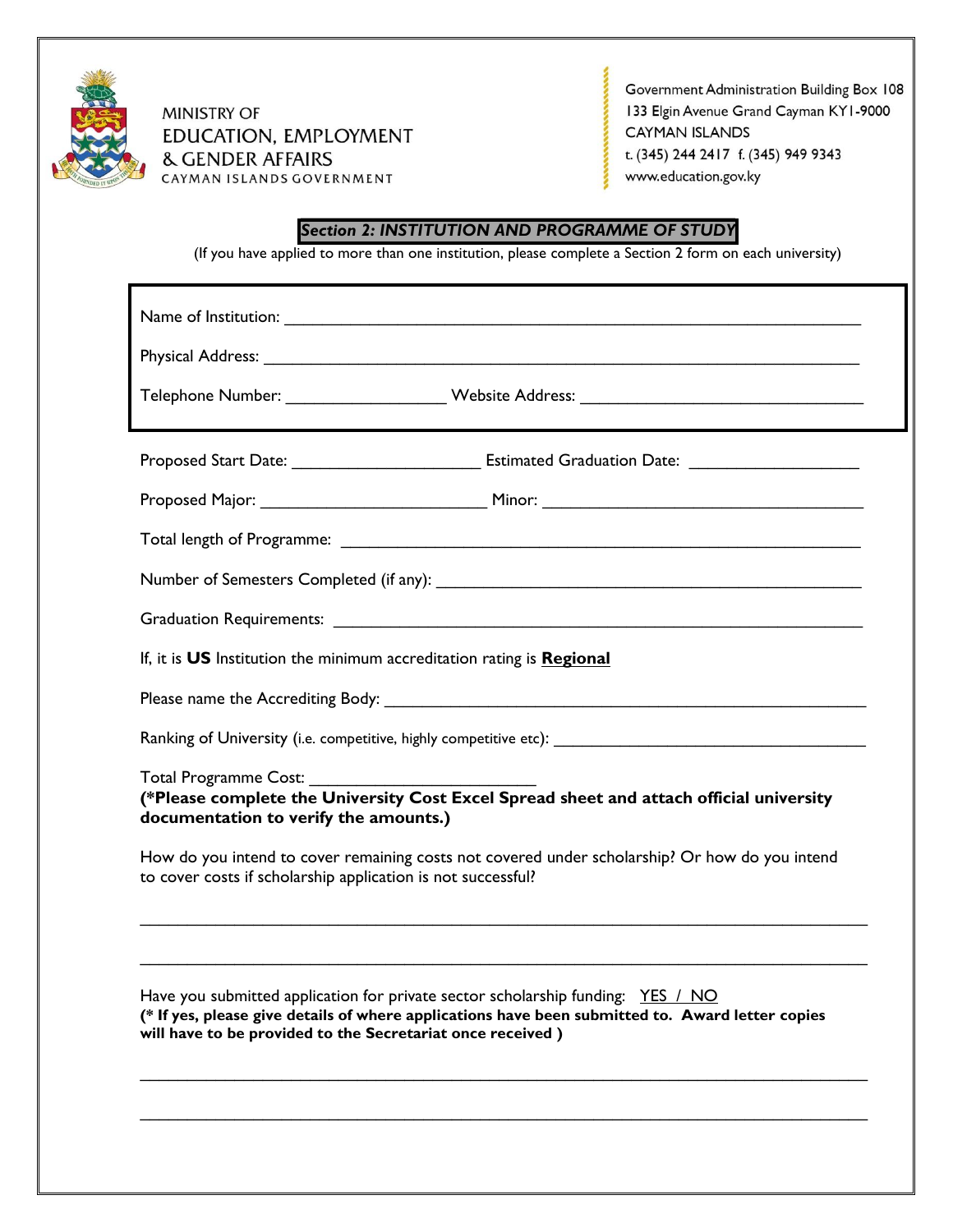MINISTRY OF
EDUCATION, EMPLOYMENT
& GENDER AFFAIRS
CAYMAN ISLANDS GOVERNMENT

Government Administration Building Box 108
133 Elgin Avenue Grand Cayman KY1-9000
CAYMAN ISLANDS
t. (345) 244 2417 f. (345) 949 9343
www.education.gov.ky

## ***Section 2: INSTITUTION AND PROGRAMME OF STUDY***

(If you have applied to more than one institution, please complete a Section 2 form on each university)

Name of Institution: ___________________________________________________________

Physical Address: ___________________________________________________________

Telephone Number: _________________ Website Address: ______________________________

Proposed Start Date: ____________________ Estimated Graduation Date: __________________

Proposed Major: ________________________ Minor: ___________________________________

Total length of Programme: _______________________________________________________

Number of Semesters Completed (if any): ___________________________________________

Graduation Requirements: ________________________________________________________

If, it is **US** Institution the minimum accreditation rating is **<u>Regional</u>**

Please name the Accrediting Body: ________________________________________________

Ranking of University (i.e. competitive, highly competitive etc): ___________________________

Total Programme Cost: ________________________
**(*Please complete the University Cost Excel Spread sheet and attach official university documentation to verify the amounts.)**

How do you intend to cover remaining costs not covered under scholarship? Or how do you intend to cover costs if scholarship application is not successful?

_____________________________________________________________________________

_____________________________________________________________________________

Have you submitted application for private sector scholarship funding: <u>YES / NO</u>
**(* If yes, please give details of where applications have been submitted to. Award letter copies will have to be provided to the Secretariat once received )**

_____________________________________________________________________________

_____________________________________________________________________________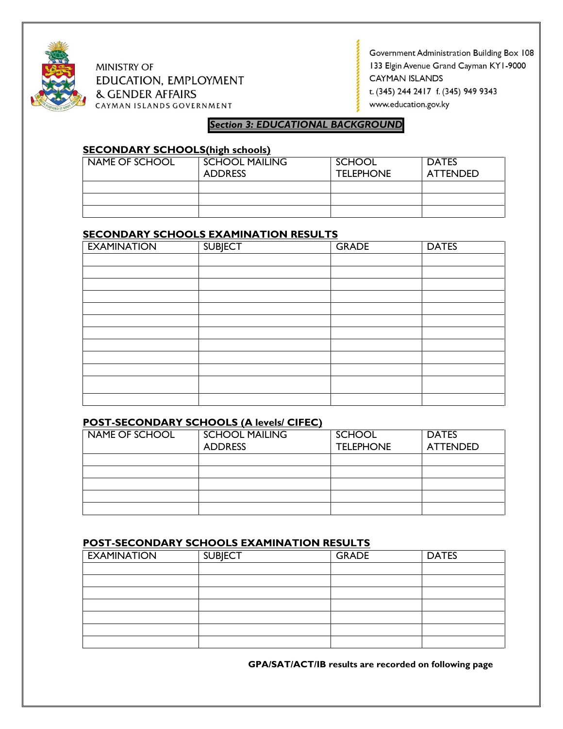MINISTRY OF
EDUCATION, EMPLOYMENT
& GENDER AFFAIRS
CAYMAN ISLANDS GOVERNMENT

Government Administration Building Box 108
133 Elgin Avenue Grand Cayman KY1-9000
CAYMAN ISLANDS
t. (345) 244 2417 f. (345) 949 9343
www.education.gov.ky

## *Section 3: EDUCATIONAL BACKGROUND*

### SECONDARY SCHOOLS(high schools)

| NAME OF SCHOOL | SCHOOL MAILING ADDRESS | SCHOOL TELEPHONE | DATES ATTENDED |
|---|---|---|---|
| | | | |
| | | | |
| | | | |

### SECONDARY SCHOOLS EXAMINATION RESULTS

| EXAMINATION | SUBJECT | GRADE | DATES |
|---|---|---|---|
| | | | |
| | | | |
| | | | |
| | | | |
| | | | |
| | | | |
| | | | |
| | | | |
| | | | |
| | | | |
| | | | |
| | | | |

### POST-SECONDARY SCHOOLS (A levels/ CIFEC)

| NAME OF SCHOOL | SCHOOL MAILING ADDRESS | SCHOOL TELEPHONE | DATES ATTENDED |
|---|---|---|---|
| | | | |
| | | | |
| | | | |
| | | | |
| | | | |

### POST-SECONDARY SCHOOLS EXAMINATION RESULTS

| EXAMINATION | SUBJECT | GRADE | DATES |
|---|---|---|---|
| | | | |
| | | | |
| | | | |
| | | | |
| | | | |
| | | | |
| | | | |

**GPA/SAT/ACT/IB results are recorded on following page**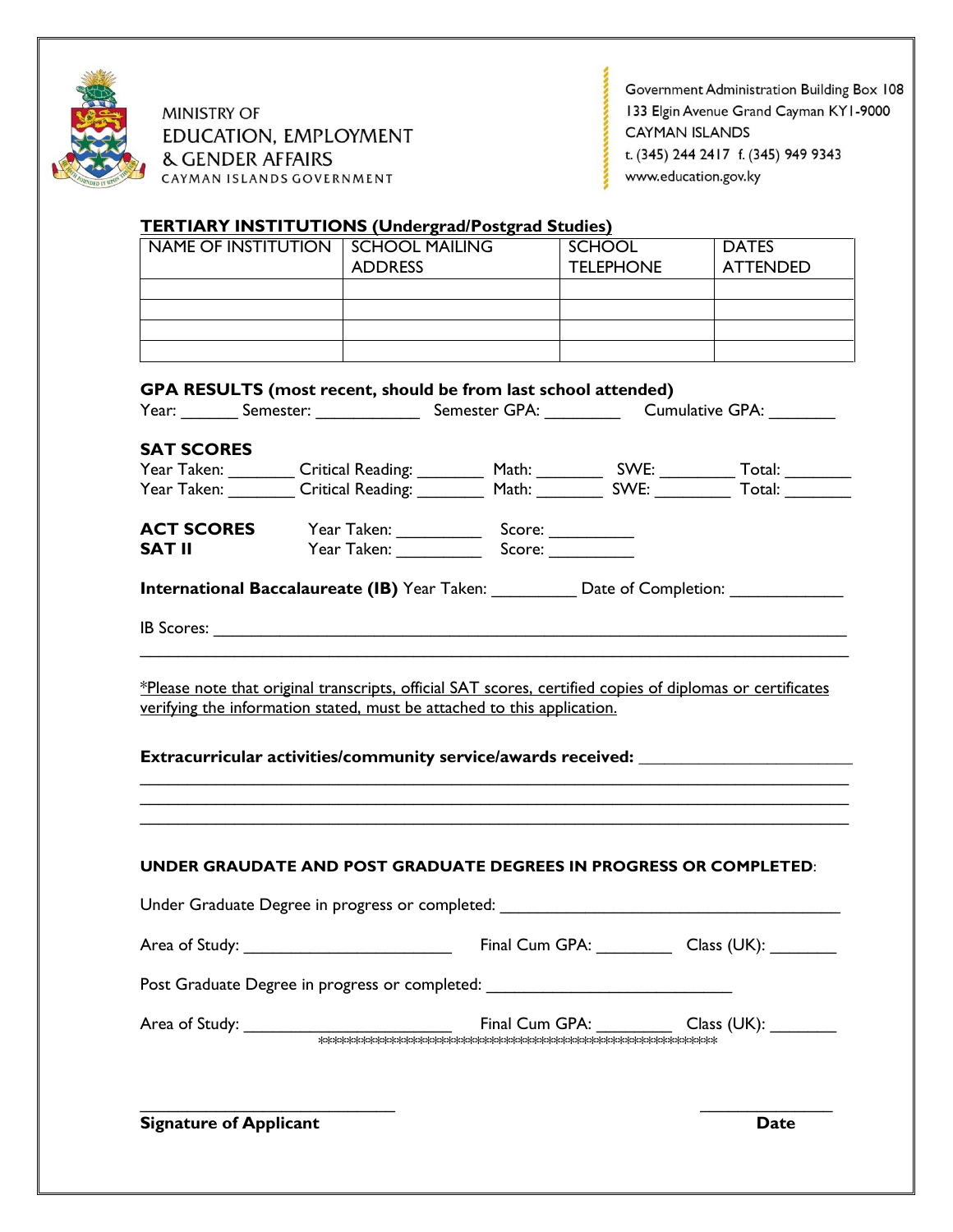MINISTRY OF
EDUCATION, EMPLOYMENT
& GENDER AFFAIRS
CAYMAN ISLANDS GOVERNMENT

Government Administration Building Box 108
133 Elgin Avenue Grand Cayman KY1-9000
CAYMAN ISLANDS
t. (345) 244 2417 f. (345) 949 9343
www.education.gov.ky

## TERTIARY INSTITUTIONS (Undergrad/Postgrad Studies)

| NAME OF INSTITUTION | SCHOOL MAILING ADDRESS | SCHOOL TELEPHONE | DATES ATTENDED |
|---|---|---|---|
| | | | |
| | | | |
| | | | |
| | | | |

**GPA RESULTS (most recent, should be from last school attended)**

Year: ______ Semester: ___________ Semester GPA: ________ Cumulative GPA: _______

**SAT SCORES**

Year Taken: _______ Critical Reading: _______ Math: _______ SWE: ________ Total: _______

Year Taken: _______ Critical Reading: _______ Math: _______ SWE: ________ Total: _______

**ACT SCORES** Year Taken: _________ Score: _________

**SAT II** Year Taken: _________ Score: _________

**International Baccalaureate (IB)** Year Taken: _________ Date of Completion: ____________

IB Scores: ______________________________________________________________________

________________________________________________________________________________

*Please note that original transcripts, official SAT scores, certified copies of diplomas or certificates verifying the information stated, must be attached to this application.

**Extracurricular activities/community service/awards received:** ______________________

________________________________________________________________________________

________________________________________________________________________________

________________________________________________________________________________

**UNDER GRAUDATE AND POST GRADUATE DEGREES IN PROGRESS OR COMPLETED**:

Under Graduate Degree in progress or completed: ____________________________________

Area of Study: ______________________ Final Cum GPA: ________ Class (UK): _______

Post Graduate Degree in progress or completed: ___________________________

Area of Study: ______________________ Final Cum GPA: ________ Class (UK): _______

**********************************************************

____________________________ _______________

**Signature of Applicant** **Date**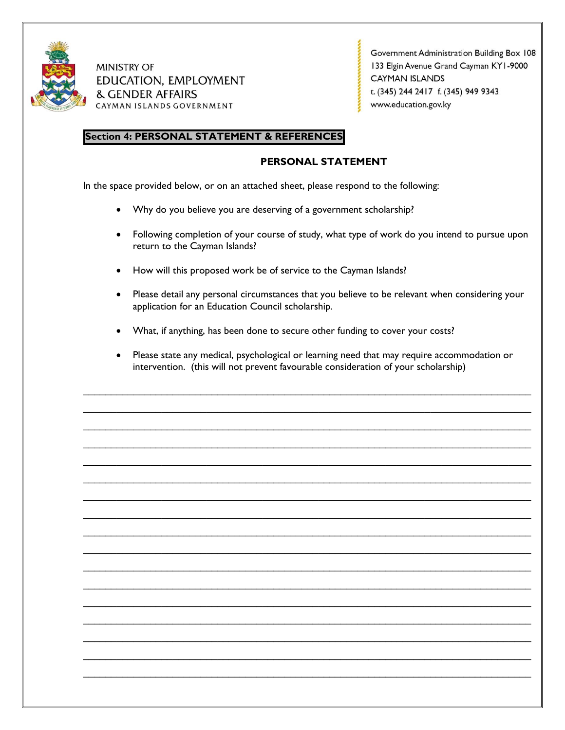MINISTRY OF
EDUCATION, EMPLOYMENT
& GENDER AFFAIRS
CAYMAN ISLANDS GOVERNMENT

Government Administration Building Box 108
133 Elgin Avenue Grand Cayman KY1-9000
CAYMAN ISLANDS
t. (345) 244 2417 f. (345) 949 9343
www.education.gov.ky

## Section 4: PERSONAL STATEMENT & REFERENCES

### PERSONAL STATEMENT

In the space provided below, or on an attached sheet, please respond to the following:

- Why do you believe you are deserving of a government scholarship?
- Following completion of your course of study, what type of work do you intend to pursue upon return to the Cayman Islands?
- How will this proposed work be of service to the Cayman Islands?
- Please detail any personal circumstances that you believe to be relevant when considering your application for an Education Council scholarship.
- What, if anything, has been done to secure other funding to cover your costs?
- Please state any medical, psychological or learning need that may require accommodation or intervention. (this will not prevent favourable consideration of your scholarship)

_______________________________________________________________________________
_______________________________________________________________________________
_______________________________________________________________________________
_______________________________________________________________________________
_______________________________________________________________________________
_______________________________________________________________________________
_______________________________________________________________________________
_______________________________________________________________________________
_______________________________________________________________________________
_______________________________________________________________________________
_______________________________________________________________________________
_______________________________________________________________________________
_______________________________________________________________________________
_______________________________________________________________________________
_______________________________________________________________________________
_______________________________________________________________________________
_______________________________________________________________________________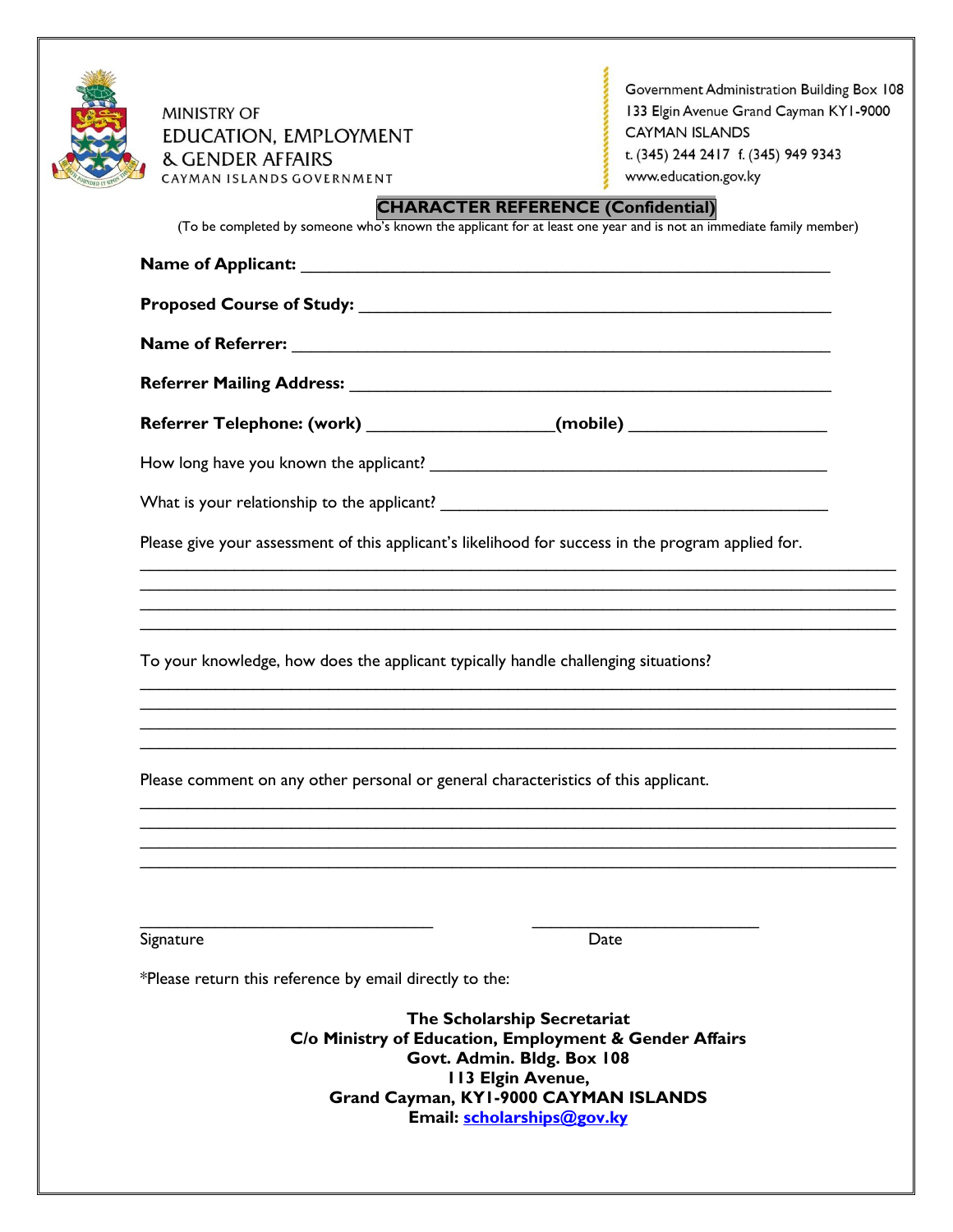MINISTRY OF
EDUCATION, EMPLOYMENT
& GENDER AFFAIRS
CAYMAN ISLANDS GOVERNMENT

Government Administration Building Box 108
133 Elgin Avenue Grand Cayman KY1-9000
CAYMAN ISLANDS
t. (345) 244 2417 f. (345) 949 9343
www.education.gov.ky

## CHARACTER REFERENCE (Confidential)

(To be completed by someone who's known the applicant for at least one year and is not an immediate family member)

**Name of Applicant:** ___________________________________________________________

**Proposed Course of Study:** _____________________________________________________

**Name of Referrer:** ____________________________________________________________

**Referrer Mailing Address:** ______________________________________________________

**Referrer Telephone: (work)** ___________________**(mobile)** ____________________

How long have you known the applicant? ____________________________________________

What is your relationship to the applicant? __________________________________________

Please give your assessment of this applicant's likelihood for success in the program applied for.

________________________________________________________________________________
________________________________________________________________________________
________________________________________________________________________________
________________________________________________________________________________

To your knowledge, how does the applicant typically handle challenging situations?

________________________________________________________________________________
________________________________________________________________________________
________________________________________________________________________________
________________________________________________________________________________

Please comment on any other personal or general characteristics of this applicant.

________________________________________________________________________________
________________________________________________________________________________
________________________________________________________________________________
________________________________________________________________________________

________________________________          ___________________________
Signature                                                     Date

*Please return this reference by email directly to the:

**The Scholarship Secretariat**
**C/o Ministry of Education, Employment & Gender Affairs**
**Govt. Admin. Bldg. Box 108**
**113 Elgin Avenue,**
**Grand Cayman, KY1-9000 CAYMAN ISLANDS**
**Email: scholarships@gov.ky**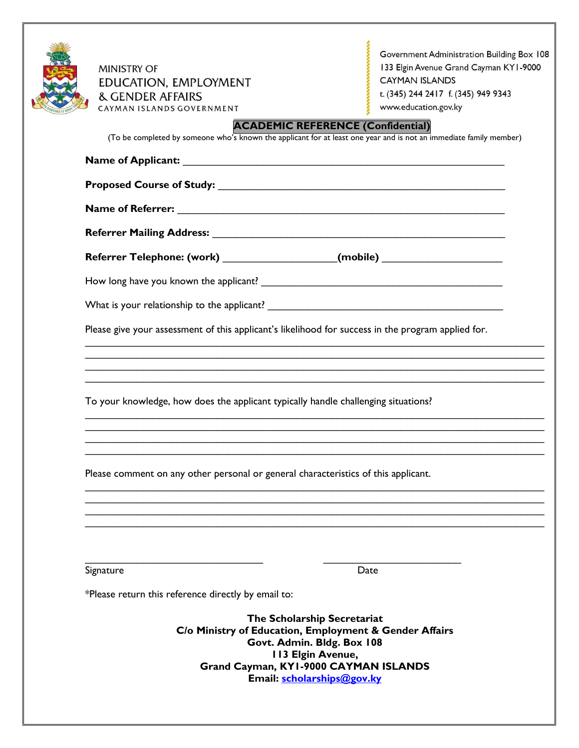MINISTRY OF
EDUCATION, EMPLOYMENT
& GENDER AFFAIRS
CAYMAN ISLANDS GOVERNMENT

Government Administration Building Box 108
133 Elgin Avenue Grand Cayman KY1-9000
CAYMAN ISLANDS
t. (345) 244 2417 f. (345) 949 9343
www.education.gov.ky

**ACADEMIC REFERENCE (Confidential)**

(To be completed by someone who's known the applicant for at least one year and is not an immediate family member)

**Name of Applicant:** ____________________________________________________________

**Proposed Course of Study:** ______________________________________________________

**Name of Referrer:** ______________________________________________________________

**Referrer Mailing Address:** _______________________________________________________

**Referrer Telephone: (work)** ____________________**(mobile)** _____________________

How long have you known the applicant? ____________________________________________

What is your relationship to the applicant? __________________________________________

Please give your assessment of this applicant's likelihood for success in the program applied for.

____________________________________________________________________________________
____________________________________________________________________________________
____________________________________________________________________________________
____________________________________________________________________________________

To your knowledge, how does the applicant typically handle challenging situations?

____________________________________________________________________________________
____________________________________________________________________________________
____________________________________________________________________________________
____________________________________________________________________________________

Please comment on any other personal or general characteristics of this applicant.

____________________________________________________________________________________
____________________________________________________________________________________
____________________________________________________________________________________
____________________________________________________________________________________

________________________________ ________________________

Signature Date

*Please return this reference directly by email to:

**The Scholarship Secretariat**
**C/o Ministry of Education, Employment & Gender Affairs**
**Govt. Admin. Bldg. Box 108**
**113 Elgin Avenue,**
**Grand Cayman, KY1-9000 CAYMAN ISLANDS**
**Email: scholarships@gov.ky**